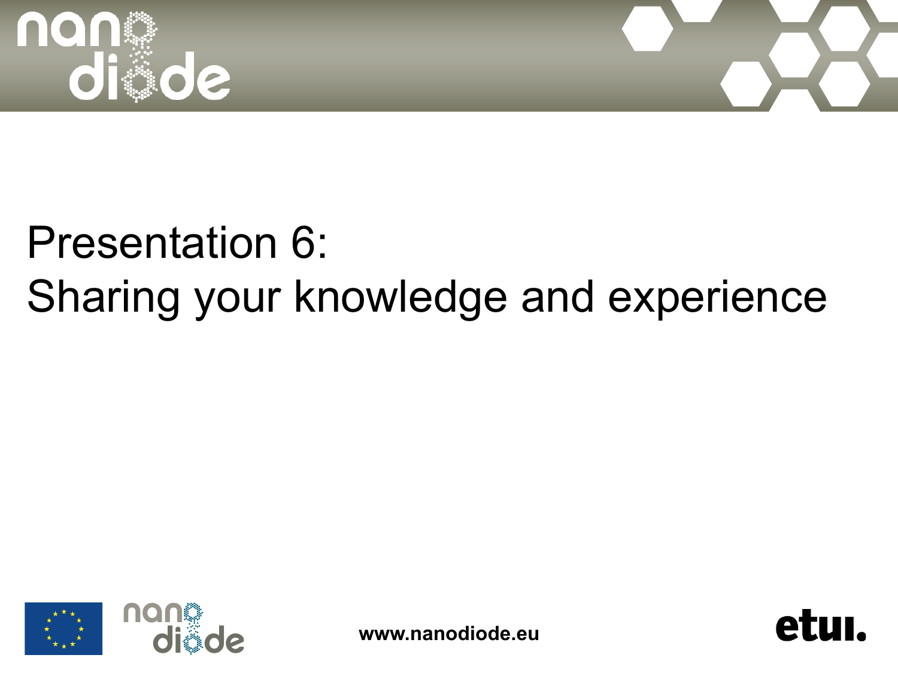# Presentation 6:
# Sharing your knowledge and experience

www.nanodiode.eu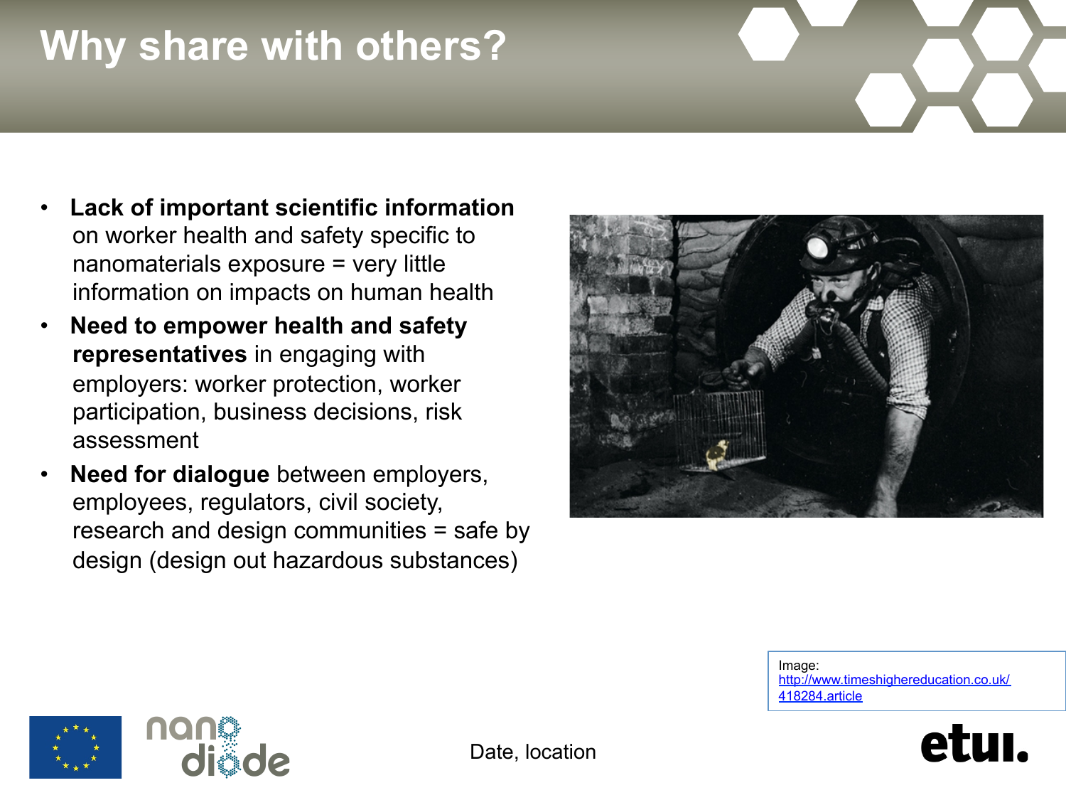# Why share with others?

- **Lack of important scientific information** on worker health and safety specific to nanomaterials exposure = very little information on impacts on human health
- **Need to empower health and safety representatives** in engaging with employers: worker protection, worker participation, business decisions, risk assessment
- **Need for dialogue** between employers, employees, regulators, civil society, research and design communities = safe by design (design out hazardous substances)

Image: http://www.timeshighereducation.co.uk/418284.article

Date, location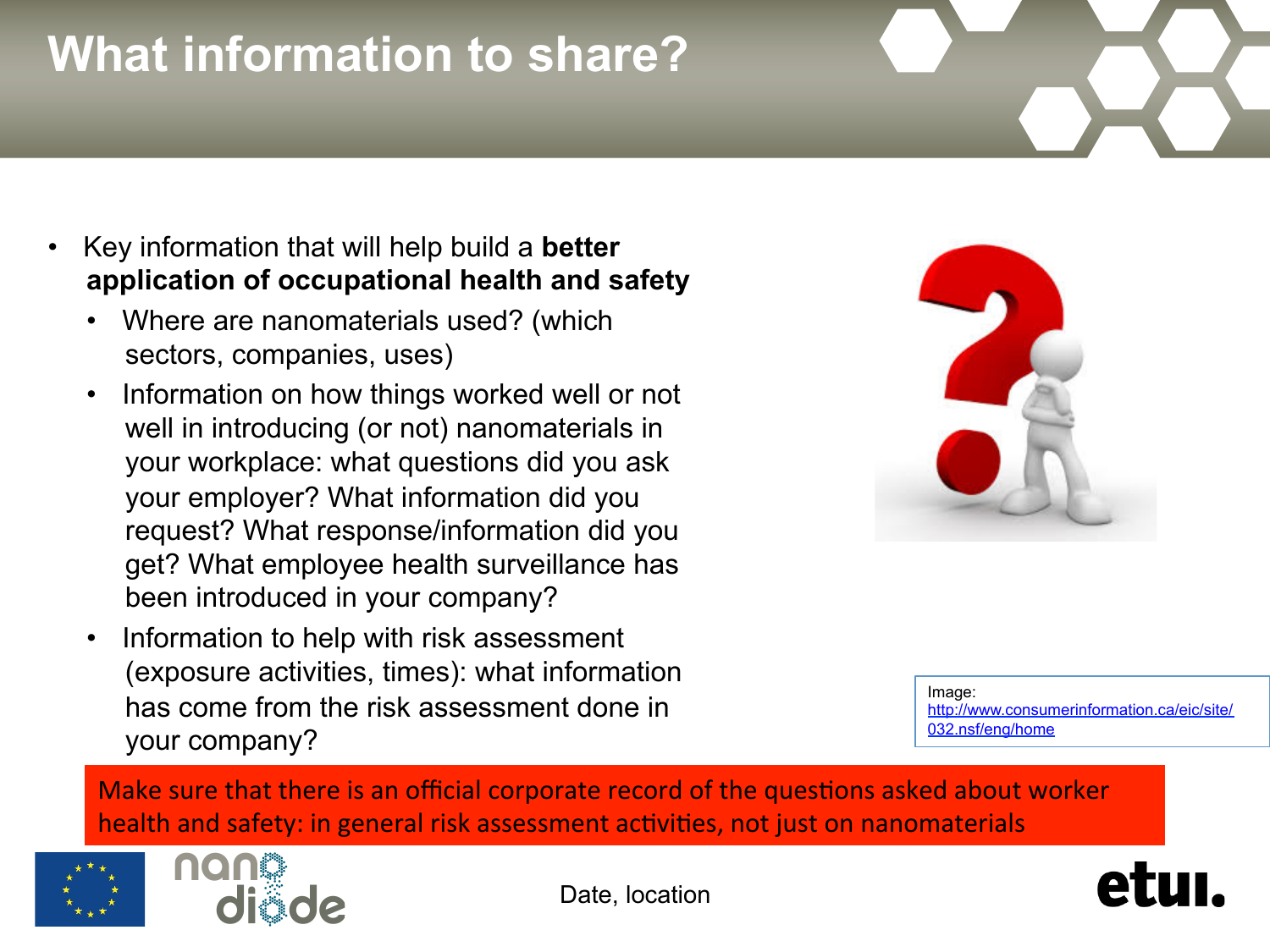# What information to share?

- Key information that will help build a **better application of occupational health and safety**
  - Where are nanomaterials used? (which sectors, companies, uses)
  - Information on how things worked well or not well in introducing (or not) nanomaterials in your workplace: what questions did you ask your employer? What information did you request? What response/information did you get? What employee health surveillance has been introduced in your company?
  - Information to help with risk assessment (exposure activities, times): what information has come from the risk assessment done in your company?

Image: http://www.consumerinformation.ca/eic/site/032.nsf/eng/home

Make sure that there is an official corporate record of the questions asked about worker health and safety: in general risk assessment activities, not just on nanomaterials

Date, location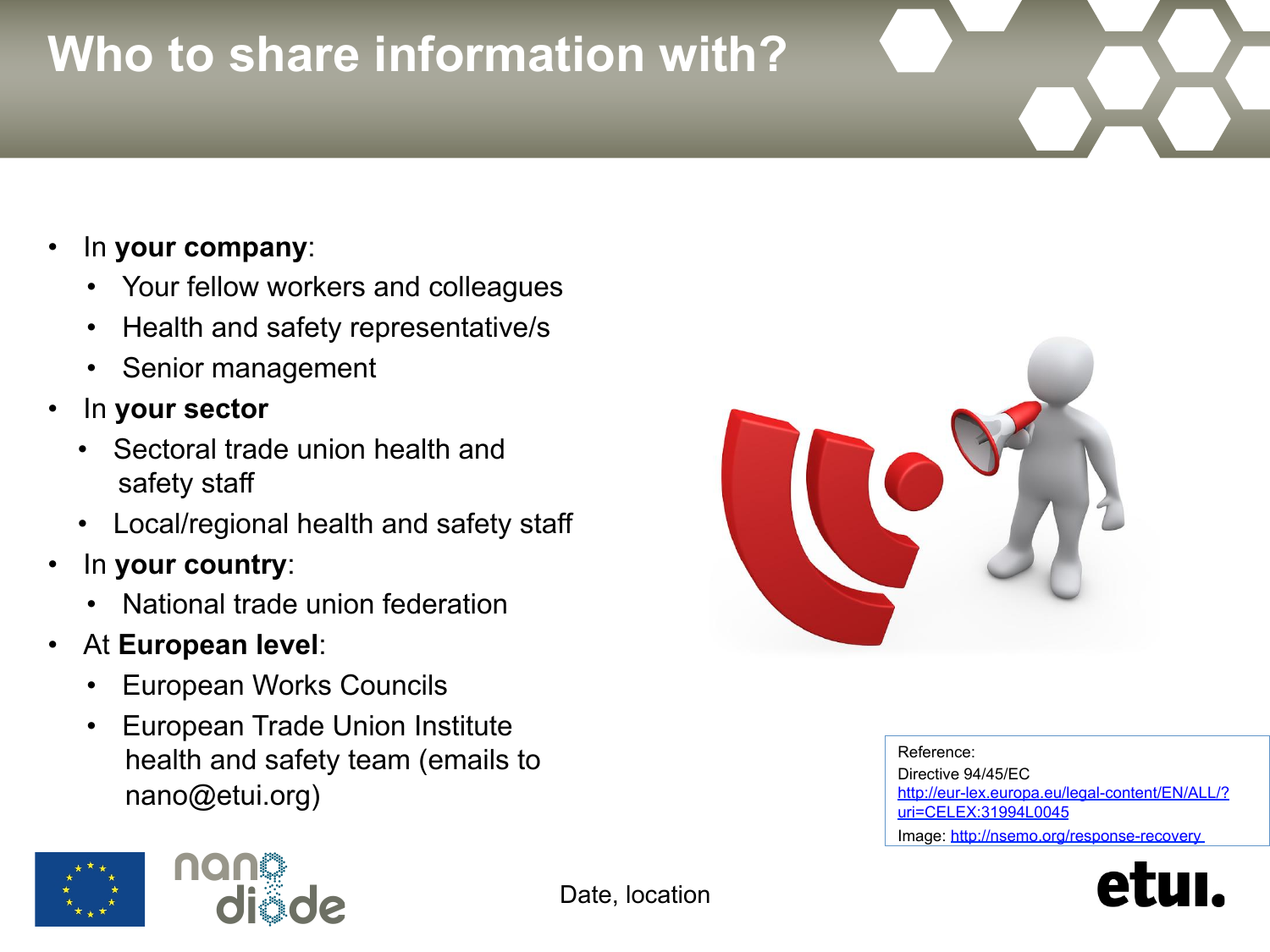# Who to share information with?

- In **your company**:
  - Your fellow workers and colleagues
  - Health and safety representative/s
  - Senior management
- In **your sector**
  - Sectoral trade union health and safety staff
  - Local/regional health and safety staff
- In **your country**:
  - National trade union federation
- At **European level**:
  - European Works Councils
  - European Trade Union Institute health and safety team (emails to nano@etui.org)

Reference:
Directive 94/45/EC
http://eur-lex.europa.eu/legal-content/EN/ALL/?uri=CELEX:31994L0045
Image: http://nsemo.org/response-recovery

Date, location